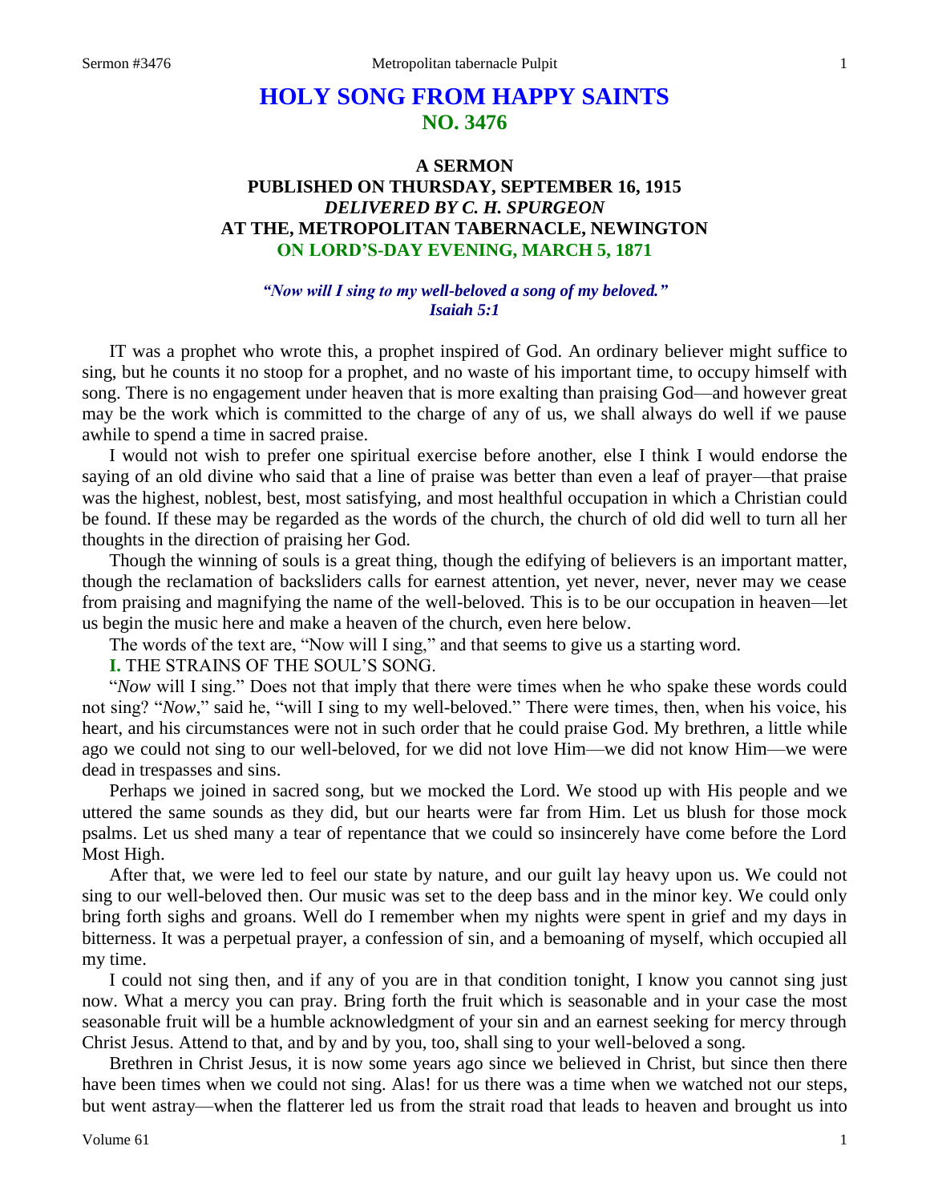# HOLY SONG FROM HAPPY SAINTS
## NO. 3476

### A SERMON
### PUBLISHED ON THURSDAY, SEPTEMBER 16, 1915
### *DELIVERED BY C. H. SPURGEON*
### AT THE, METROPOLITAN TABERNACLE, NEWINGTON
### ON LORD'S-DAY EVENING, MARCH 5, 1871

*"Now will I sing to my well-beloved a song of my beloved."*
*Isaiah 5:1*

IT was a prophet who wrote this, a prophet inspired of God. An ordinary believer might suffice to sing, but he counts it no stoop for a prophet, and no waste of his important time, to occupy himself with song. There is no engagement under heaven that is more exalting than praising God—and however great may be the work which is committed to the charge of any of us, we shall always do well if we pause awhile to spend a time in sacred praise.

I would not wish to prefer one spiritual exercise before another, else I think I would endorse the saying of an old divine who said that a line of praise was better than even a leaf of prayer—that praise was the highest, noblest, best, most satisfying, and most healthful occupation in which a Christian could be found. If these may be regarded as the words of the church, the church of old did well to turn all her thoughts in the direction of praising her God.

Though the winning of souls is a great thing, though the edifying of believers is an important matter, though the reclamation of backsliders calls for earnest attention, yet never, never, never may we cease from praising and magnifying the name of the well-beloved. This is to be our occupation in heaven—let us begin the music here and make a heaven of the church, even here below.

The words of the text are, "Now will I sing," and that seems to give us a starting word.

**I.** THE STRAINS OF THE SOUL'S SONG.

"*Now* will I sing." Does not that imply that there were times when he who spake these words could not sing? "*Now*," said he, "will I sing to my well-beloved." There were times, then, when his voice, his heart, and his circumstances were not in such order that he could praise God. My brethren, a little while ago we could not sing to our well-beloved, for we did not love Him—we did not know Him—we were dead in trespasses and sins.

Perhaps we joined in sacred song, but we mocked the Lord. We stood up with His people and we uttered the same sounds as they did, but our hearts were far from Him. Let us blush for those mock psalms. Let us shed many a tear of repentance that we could so insincerely have come before the Lord Most High.

After that, we were led to feel our state by nature, and our guilt lay heavy upon us. We could not sing to our well-beloved then. Our music was set to the deep bass and in the minor key. We could only bring forth sighs and groans. Well do I remember when my nights were spent in grief and my days in bitterness. It was a perpetual prayer, a confession of sin, and a bemoaning of myself, which occupied all my time.

I could not sing then, and if any of you are in that condition tonight, I know you cannot sing just now. What a mercy you can pray. Bring forth the fruit which is seasonable and in your case the most seasonable fruit will be a humble acknowledgment of your sin and an earnest seeking for mercy through Christ Jesus. Attend to that, and by and by you, too, shall sing to your well-beloved a song.

Brethren in Christ Jesus, it is now some years ago since we believed in Christ, but since then there have been times when we could not sing. Alas! for us there was a time when we watched not our steps, but went astray—when the flatterer led us from the strait road that leads to heaven and brought us into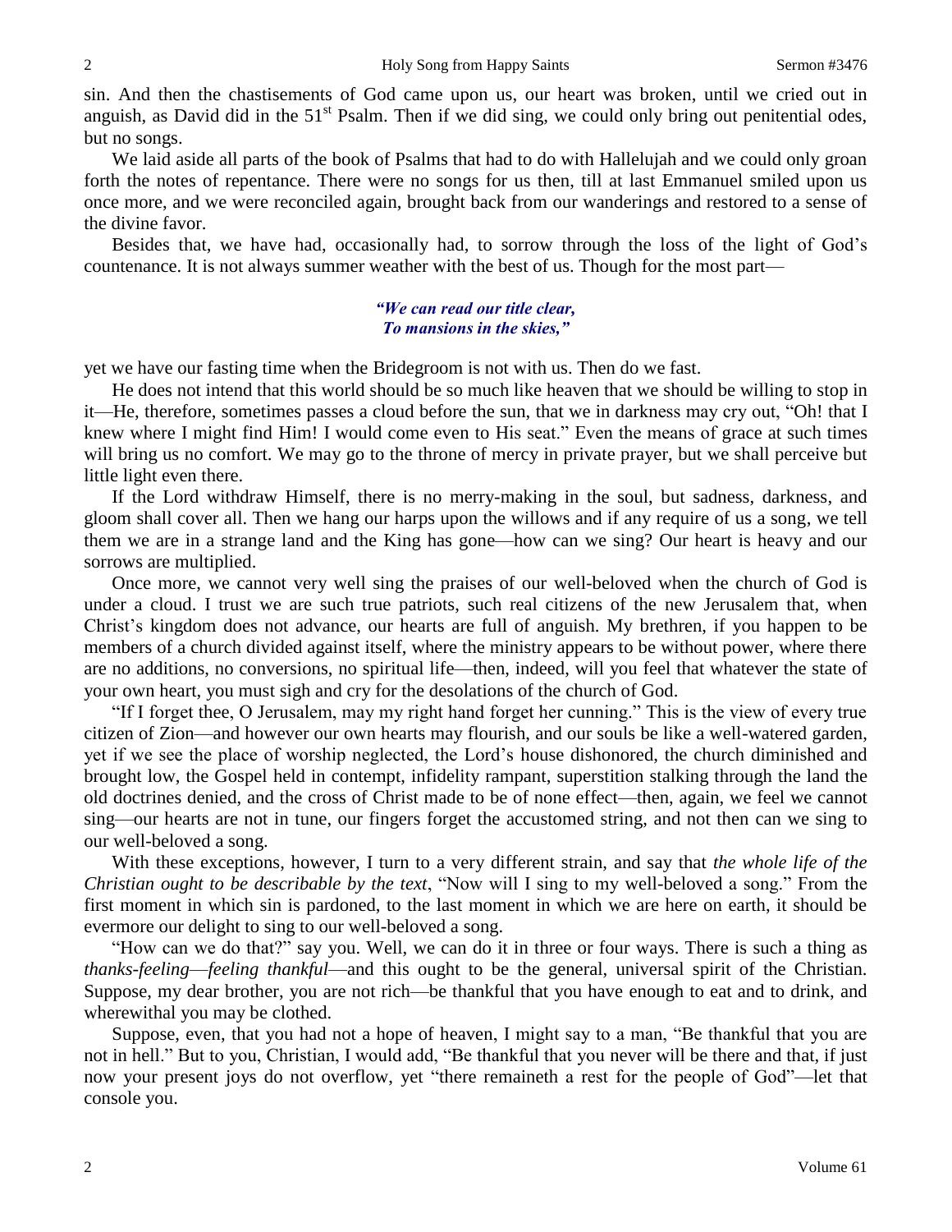sin. And then the chastisements of God came upon us, our heart was broken, until we cried out in anguish, as David did in the 51st Psalm. Then if we did sing, we could only bring out penitential odes, but no songs.

We laid aside all parts of the book of Psalms that had to do with Hallelujah and we could only groan forth the notes of repentance. There were no songs for us then, till at last Emmanuel smiled upon us once more, and we were reconciled again, brought back from our wanderings and restored to a sense of the divine favor.

Besides that, we have had, occasionally had, to sorrow through the loss of the light of God's countenance. It is not always summer weather with the best of us. Though for the most part—

*"We can read our title clear,*
*To mansions in the skies,"*

yet we have our fasting time when the Bridegroom is not with us. Then do we fast.

He does not intend that this world should be so much like heaven that we should be willing to stop in it—He, therefore, sometimes passes a cloud before the sun, that we in darkness may cry out, "Oh! that I knew where I might find Him! I would come even to His seat." Even the means of grace at such times will bring us no comfort. We may go to the throne of mercy in private prayer, but we shall perceive but little light even there.

If the Lord withdraw Himself, there is no merry-making in the soul, but sadness, darkness, and gloom shall cover all. Then we hang our harps upon the willows and if any require of us a song, we tell them we are in a strange land and the King has gone—how can we sing? Our heart is heavy and our sorrows are multiplied.

Once more, we cannot very well sing the praises of our well-beloved when the church of God is under a cloud. I trust we are such true patriots, such real citizens of the new Jerusalem that, when Christ's kingdom does not advance, our hearts are full of anguish. My brethren, if you happen to be members of a church divided against itself, where the ministry appears to be without power, where there are no additions, no conversions, no spiritual life—then, indeed, will you feel that whatever the state of your own heart, you must sigh and cry for the desolations of the church of God.

"If I forget thee, O Jerusalem, may my right hand forget her cunning." This is the view of every true citizen of Zion—and however our own hearts may flourish, and our souls be like a well-watered garden, yet if we see the place of worship neglected, the Lord's house dishonored, the church diminished and brought low, the Gospel held in contempt, infidelity rampant, superstition stalking through the land the old doctrines denied, and the cross of Christ made to be of none effect—then, again, we feel we cannot sing—our hearts are not in tune, our fingers forget the accustomed string, and not then can we sing to our well-beloved a song.

With these exceptions, however, I turn to a very different strain, and say that *the whole life of the Christian ought to be describable by the text*, "Now will I sing to my well-beloved a song." From the first moment in which sin is pardoned, to the last moment in which we are here on earth, it should be evermore our delight to sing to our well-beloved a song.

"How can we do that?" say you. Well, we can do it in three or four ways. There is such a thing as *thanks-feeling*—*feeling thankful*—and this ought to be the general, universal spirit of the Christian. Suppose, my dear brother, you are not rich—be thankful that you have enough to eat and to drink, and wherewithal you may be clothed.

Suppose, even, that you had not a hope of heaven, I might say to a man, "Be thankful that you are not in hell." But to you, Christian, I would add, "Be thankful that you never will be there and that, if just now your present joys do not overflow, yet "there remaineth a rest for the people of God"—let that console you.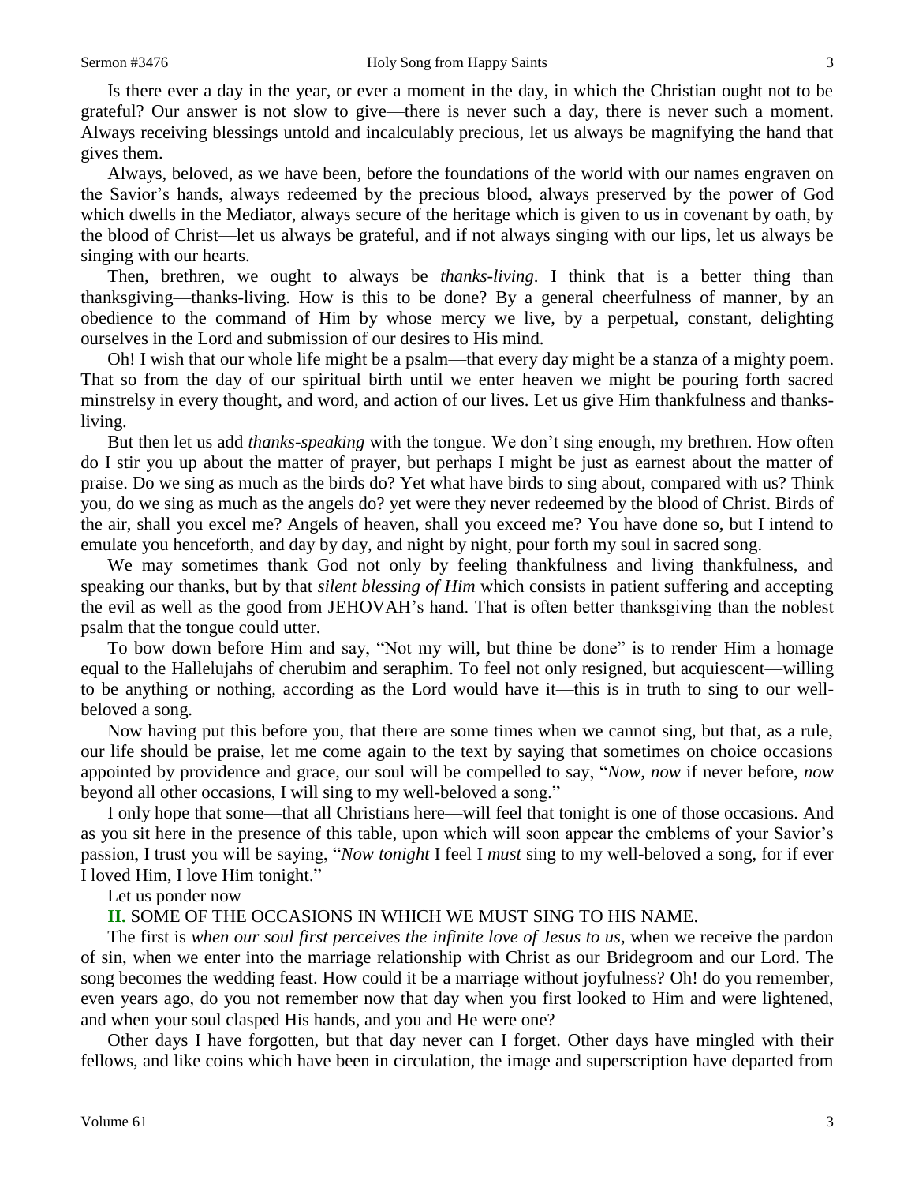Is there ever a day in the year, or ever a moment in the day, in which the Christian ought not to be grateful? Our answer is not slow to give—there is never such a day, there is never such a moment. Always receiving blessings untold and incalculably precious, let us always be magnifying the hand that gives them.

Always, beloved, as we have been, before the foundations of the world with our names engraven on the Savior's hands, always redeemed by the precious blood, always preserved by the power of God which dwells in the Mediator, always secure of the heritage which is given to us in covenant by oath, by the blood of Christ—let us always be grateful, and if not always singing with our lips, let us always be singing with our hearts.

Then, brethren, we ought to always be *thanks-living*. I think that is a better thing than thanksgiving—thanks-living. How is this to be done? By a general cheerfulness of manner, by an obedience to the command of Him by whose mercy we live, by a perpetual, constant, delighting ourselves in the Lord and submission of our desires to His mind.

Oh! I wish that our whole life might be a psalm—that every day might be a stanza of a mighty poem. That so from the day of our spiritual birth until we enter heaven we might be pouring forth sacred minstrelsy in every thought, and word, and action of our lives. Let us give Him thankfulness and thanks-living.

But then let us add *thanks-speaking* with the tongue. We don't sing enough, my brethren. How often do I stir you up about the matter of prayer, but perhaps I might be just as earnest about the matter of praise. Do we sing as much as the birds do? Yet what have birds to sing about, compared with us? Think you, do we sing as much as the angels do? yet were they never redeemed by the blood of Christ. Birds of the air, shall you excel me? Angels of heaven, shall you exceed me? You have done so, but I intend to emulate you henceforth, and day by day, and night by night, pour forth my soul in sacred song.

We may sometimes thank God not only by feeling thankfulness and living thankfulness, and speaking our thanks, but by that *silent blessing of Him* which consists in patient suffering and accepting the evil as well as the good from JEHOVAH's hand. That is often better thanksgiving than the noblest psalm that the tongue could utter.

To bow down before Him and say, "Not my will, but thine be done" is to render Him a homage equal to the Hallelujahs of cherubim and seraphim. To feel not only resigned, but acquiescent—willing to be anything or nothing, according as the Lord would have it—this is in truth to sing to our well-beloved a song.

Now having put this before you, that there are some times when we cannot sing, but that, as a rule, our life should be praise, let me come again to the text by saying that sometimes on choice occasions appointed by providence and grace, our soul will be compelled to say, "*Now, now* if never before, *now* beyond all other occasions, I will sing to my well-beloved a song."

I only hope that some—that all Christians here—will feel that tonight is one of those occasions. And as you sit here in the presence of this table, upon which will soon appear the emblems of your Savior's passion, I trust you will be saying, "*Now tonight* I feel I *must* sing to my well-beloved a song, for if ever I loved Him, I love Him tonight."

Let us ponder now—

**II.** SOME OF THE OCCASIONS IN WHICH WE MUST SING TO HIS NAME.

The first is *when our soul first perceives the infinite love of Jesus to us*, when we receive the pardon of sin, when we enter into the marriage relationship with Christ as our Bridegroom and our Lord. The song becomes the wedding feast. How could it be a marriage without joyfulness? Oh! do you remember, even years ago, do you not remember now that day when you first looked to Him and were lightened, and when your soul clasped His hands, and you and He were one?

Other days I have forgotten, but that day never can I forget. Other days have mingled with their fellows, and like coins which have been in circulation, the image and superscription have departed from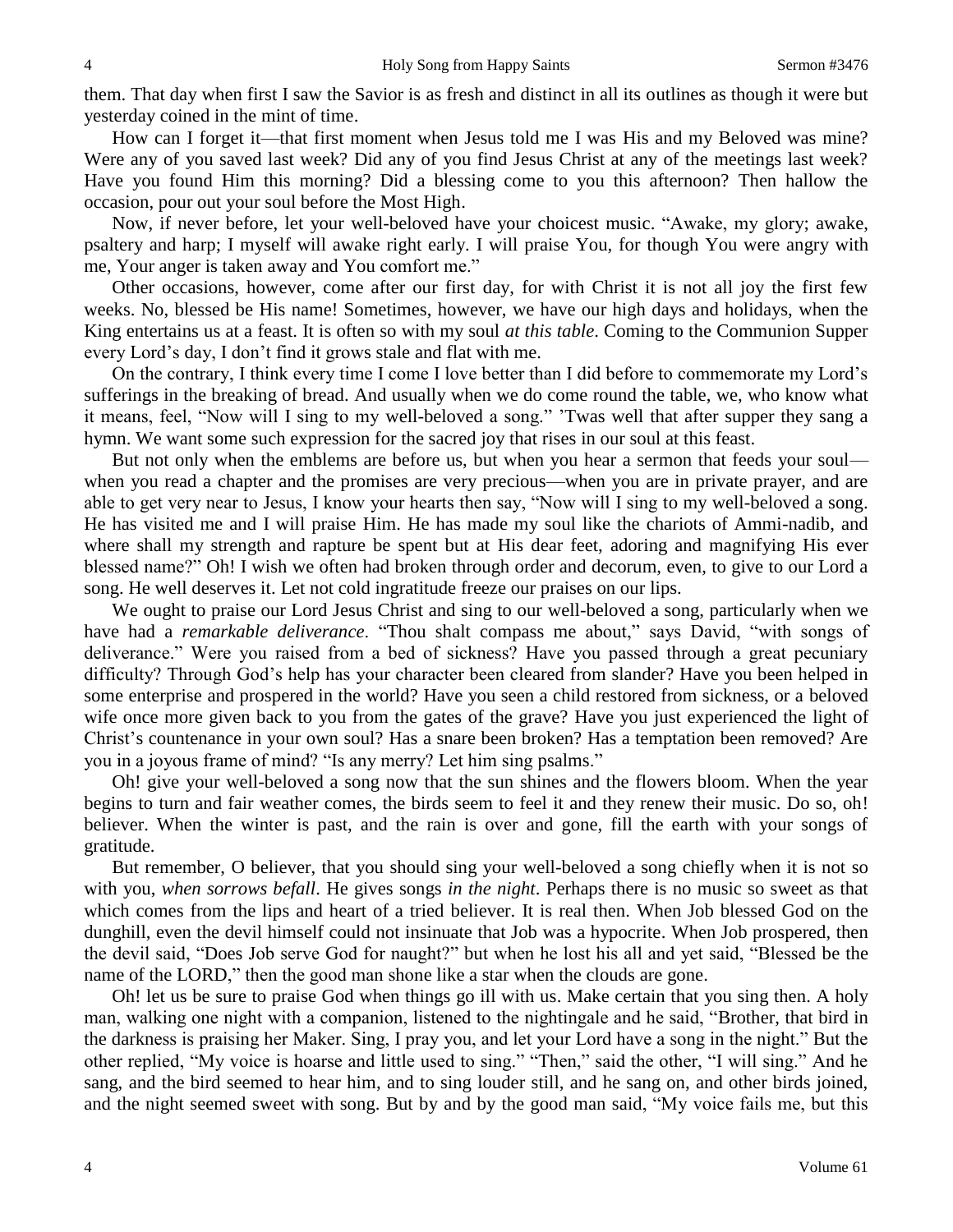them. That day when first I saw the Savior is as fresh and distinct in all its outlines as though it were but yesterday coined in the mint of time.

How can I forget it—that first moment when Jesus told me I was His and my Beloved was mine? Were any of you saved last week? Did any of you find Jesus Christ at any of the meetings last week? Have you found Him this morning? Did a blessing come to you this afternoon? Then hallow the occasion, pour out your soul before the Most High.

Now, if never before, let your well-beloved have your choicest music. "Awake, my glory; awake, psaltery and harp; I myself will awake right early. I will praise You, for though You were angry with me, Your anger is taken away and You comfort me."

Other occasions, however, come after our first day, for with Christ it is not all joy the first few weeks. No, blessed be His name! Sometimes, however, we have our high days and holidays, when the King entertains us at a feast. It is often so with my soul *at this table*. Coming to the Communion Supper every Lord's day, I don't find it grows stale and flat with me.

On the contrary, I think every time I come I love better than I did before to commemorate my Lord's sufferings in the breaking of bread. And usually when we do come round the table, we, who know what it means, feel, "Now will I sing to my well-beloved a song." 'Twas well that after supper they sang a hymn. We want some such expression for the sacred joy that rises in our soul at this feast.

But not only when the emblems are before us, but when you hear a sermon that feeds your soul—when you read a chapter and the promises are very precious—when you are in private prayer, and are able to get very near to Jesus, I know your hearts then say, "Now will I sing to my well-beloved a song. He has visited me and I will praise Him. He has made my soul like the chariots of Ammi-nadib, and where shall my strength and rapture be spent but at His dear feet, adoring and magnifying His ever blessed name?" Oh! I wish we often had broken through order and decorum, even, to give to our Lord a song. He well deserves it. Let not cold ingratitude freeze our praises on our lips.

We ought to praise our Lord Jesus Christ and sing to our well-beloved a song, particularly when we have had a *remarkable deliverance*. "Thou shalt compass me about," says David, "with songs of deliverance." Were you raised from a bed of sickness? Have you passed through a great pecuniary difficulty? Through God's help has your character been cleared from slander? Have you been helped in some enterprise and prospered in the world? Have you seen a child restored from sickness, or a beloved wife once more given back to you from the gates of the grave? Have you just experienced the light of Christ's countenance in your own soul? Has a snare been broken? Has a temptation been removed? Are you in a joyous frame of mind? "Is any merry? Let him sing psalms."

Oh! give your well-beloved a song now that the sun shines and the flowers bloom. When the year begins to turn and fair weather comes, the birds seem to feel it and they renew their music. Do so, oh! believer. When the winter is past, and the rain is over and gone, fill the earth with your songs of gratitude.

But remember, O believer, that you should sing your well-beloved a song chiefly when it is not so with you, *when sorrows befall*. He gives songs *in the night*. Perhaps there is no music so sweet as that which comes from the lips and heart of a tried believer. It is real then. When Job blessed God on the dunghill, even the devil himself could not insinuate that Job was a hypocrite. When Job prospered, then the devil said, "Does Job serve God for naught?" but when he lost his all and yet said, "Blessed be the name of the LORD," then the good man shone like a star when the clouds are gone.

Oh! let us be sure to praise God when things go ill with us. Make certain that you sing then. A holy man, walking one night with a companion, listened to the nightingale and he said, "Brother, that bird in the darkness is praising her Maker. Sing, I pray you, and let your Lord have a song in the night." But the other replied, "My voice is hoarse and little used to sing." "Then," said the other, "I will sing." And he sang, and the bird seemed to hear him, and to sing louder still, and he sang on, and other birds joined, and the night seemed sweet with song. But by and by the good man said, "My voice fails me, but this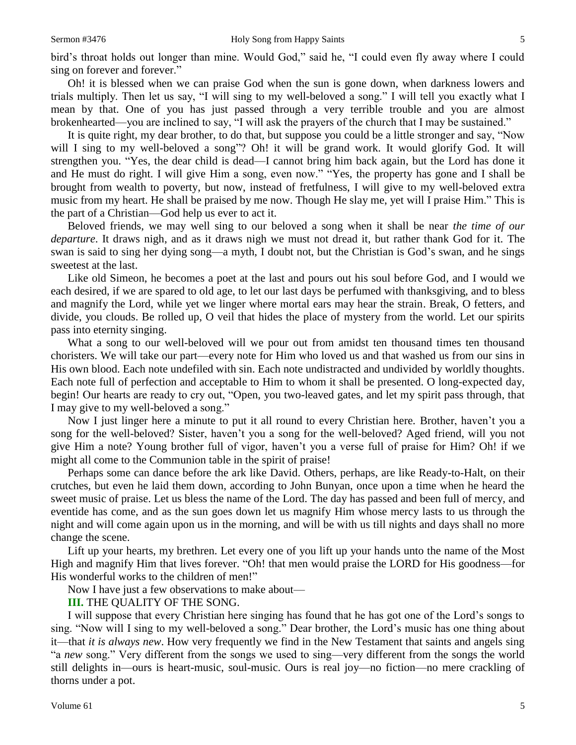bird's throat holds out longer than mine. Would God," said he, "I could even fly away where I could sing on forever and forever."

Oh! it is blessed when we can praise God when the sun is gone down, when darkness lowers and trials multiply. Then let us say, "I will sing to my well-beloved a song." I will tell you exactly what I mean by that. One of you has just passed through a very terrible trouble and you are almost brokenhearted—you are inclined to say, "I will ask the prayers of the church that I may be sustained."

It is quite right, my dear brother, to do that, but suppose you could be a little stronger and say, "Now will I sing to my well-beloved a song"? Oh! it will be grand work. It would glorify God. It will strengthen you. "Yes, the dear child is dead—I cannot bring him back again, but the Lord has done it and He must do right. I will give Him a song, even now." "Yes, the property has gone and I shall be brought from wealth to poverty, but now, instead of fretfulness, I will give to my well-beloved extra music from my heart. He shall be praised by me now. Though He slay me, yet will I praise Him." This is the part of a Christian—God help us ever to act it.

Beloved friends, we may well sing to our beloved a song when it shall be near *the time of our departure*. It draws nigh, and as it draws nigh we must not dread it, but rather thank God for it. The swan is said to sing her dying song—a myth, I doubt not, but the Christian is God's swan, and he sings sweetest at the last.

Like old Simeon, he becomes a poet at the last and pours out his soul before God, and I would we each desired, if we are spared to old age, to let our last days be perfumed with thanksgiving, and to bless and magnify the Lord, while yet we linger where mortal ears may hear the strain. Break, O fetters, and divide, you clouds. Be rolled up, O veil that hides the place of mystery from the world. Let our spirits pass into eternity singing.

What a song to our well-beloved will we pour out from amidst ten thousand times ten thousand choristers. We will take our part—every note for Him who loved us and that washed us from our sins in His own blood. Each note undefiled with sin. Each note undistracted and undivided by worldly thoughts. Each note full of perfection and acceptable to Him to whom it shall be presented. O long-expected day, begin! Our hearts are ready to cry out, "Open, you two-leaved gates, and let my spirit pass through, that I may give to my well-beloved a song."

Now I just linger here a minute to put it all round to every Christian here. Brother, haven't you a song for the well-beloved? Sister, haven't you a song for the well-beloved? Aged friend, will you not give Him a note? Young brother full of vigor, haven't you a verse full of praise for Him? Oh! if we might all come to the Communion table in the spirit of praise!

Perhaps some can dance before the ark like David. Others, perhaps, are like Ready-to-Halt, on their crutches, but even he laid them down, according to John Bunyan, once upon a time when he heard the sweet music of praise. Let us bless the name of the Lord. The day has passed and been full of mercy, and eventide has come, and as the sun goes down let us magnify Him whose mercy lasts to us through the night and will come again upon us in the morning, and will be with us till nights and days shall no more change the scene.

Lift up your hearts, my brethren. Let every one of you lift up your hands unto the name of the Most High and magnify Him that lives forever. "Oh! that men would praise the LORD for His goodness—for His wonderful works to the children of men!"

Now I have just a few observations to make about—

**III.** THE QUALITY OF THE SONG.

I will suppose that every Christian here singing has found that he has got one of the Lord's songs to sing. "Now will I sing to my well-beloved a song." Dear brother, the Lord's music has one thing about it—that *it is always new*. How very frequently we find in the New Testament that saints and angels sing "a *new* song." Very different from the songs we used to sing—very different from the songs the world still delights in—ours is heart-music, soul-music. Ours is real joy—no fiction—no mere crackling of thorns under a pot.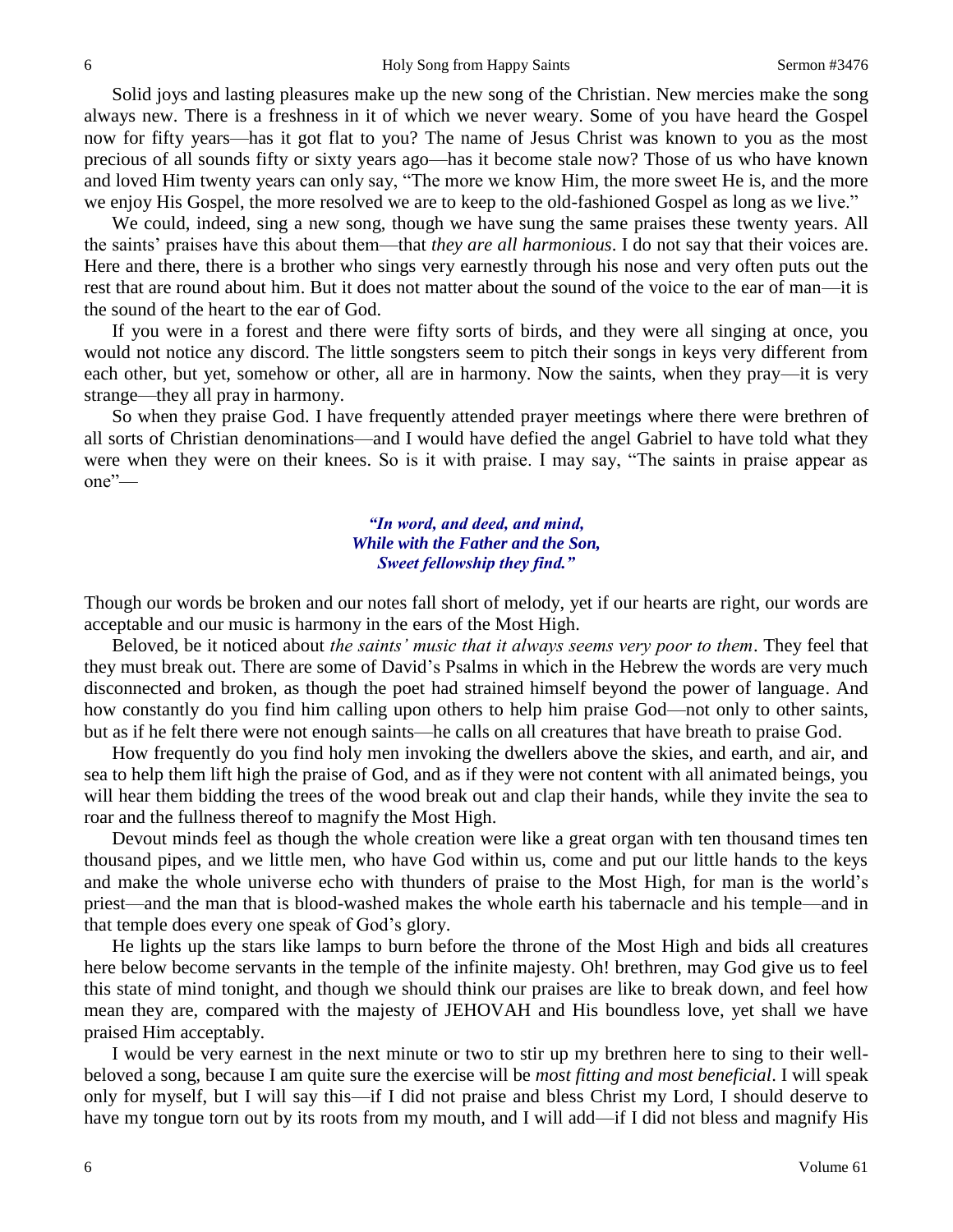Solid joys and lasting pleasures make up the new song of the Christian. New mercies make the song always new. There is a freshness in it of which we never weary. Some of you have heard the Gospel now for fifty years—has it got flat to you? The name of Jesus Christ was known to you as the most precious of all sounds fifty or sixty years ago—has it become stale now? Those of us who have known and loved Him twenty years can only say, "The more we know Him, the more sweet He is, and the more we enjoy His Gospel, the more resolved we are to keep to the old-fashioned Gospel as long as we live."

We could, indeed, sing a new song, though we have sung the same praises these twenty years. All the saints' praises have this about them—that *they are all harmonious*. I do not say that their voices are. Here and there, there is a brother who sings very earnestly through his nose and very often puts out the rest that are round about him. But it does not matter about the sound of the voice to the ear of man—it is the sound of the heart to the ear of God.

If you were in a forest and there were fifty sorts of birds, and they were all singing at once, you would not notice any discord. The little songsters seem to pitch their songs in keys very different from each other, but yet, somehow or other, all are in harmony. Now the saints, when they pray—it is very strange—they all pray in harmony.

So when they praise God. I have frequently attended prayer meetings where there were brethren of all sorts of Christian denominations—and I would have defied the angel Gabriel to have told what they were when they were on their knees. So is it with praise. I may say, "The saints in praise appear as one"—

> ***"In word, and deed, and mind,***
> ***While with the Father and the Son,***
> ***Sweet fellowship they find."***

Though our words be broken and our notes fall short of melody, yet if our hearts are right, our words are acceptable and our music is harmony in the ears of the Most High.

Beloved, be it noticed about *the saints' music that it always seems very poor to them*. They feel that they must break out. There are some of David's Psalms in which in the Hebrew the words are very much disconnected and broken, as though the poet had strained himself beyond the power of language. And how constantly do you find him calling upon others to help him praise God—not only to other saints, but as if he felt there were not enough saints—he calls on all creatures that have breath to praise God.

How frequently do you find holy men invoking the dwellers above the skies, and earth, and air, and sea to help them lift high the praise of God, and as if they were not content with all animated beings, you will hear them bidding the trees of the wood break out and clap their hands, while they invite the sea to roar and the fullness thereof to magnify the Most High.

Devout minds feel as though the whole creation were like a great organ with ten thousand times ten thousand pipes, and we little men, who have God within us, come and put our little hands to the keys and make the whole universe echo with thunders of praise to the Most High, for man is the world's priest—and the man that is blood-washed makes the whole earth his tabernacle and his temple—and in that temple does every one speak of God's glory.

He lights up the stars like lamps to burn before the throne of the Most High and bids all creatures here below become servants in the temple of the infinite majesty. Oh! brethren, may God give us to feel this state of mind tonight, and though we should think our praises are like to break down, and feel how mean they are, compared with the majesty of JEHOVAH and His boundless love, yet shall we have praised Him acceptably.

I would be very earnest in the next minute or two to stir up my brethren here to sing to their well-beloved a song, because I am quite sure the exercise will be *most fitting and most beneficial*. I will speak only for myself, but I will say this—if I did not praise and bless Christ my Lord, I should deserve to have my tongue torn out by its roots from my mouth, and I will add—if I did not bless and magnify His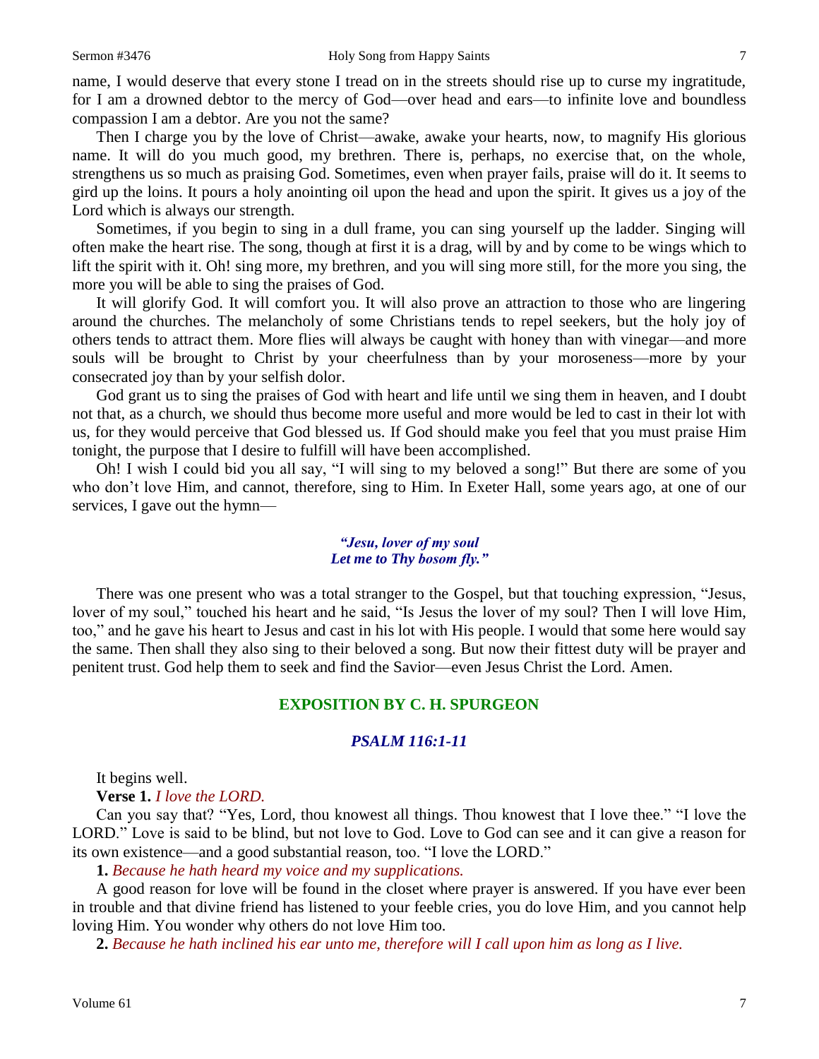name, I would deserve that every stone I tread on in the streets should rise up to curse my ingratitude, for I am a drowned debtor to the mercy of God—over head and ears—to infinite love and boundless compassion I am a debtor. Are you not the same?

Then I charge you by the love of Christ—awake, awake your hearts, now, to magnify His glorious name. It will do you much good, my brethren. There is, perhaps, no exercise that, on the whole, strengthens us so much as praising God. Sometimes, even when prayer fails, praise will do it. It seems to gird up the loins. It pours a holy anointing oil upon the head and upon the spirit. It gives us a joy of the Lord which is always our strength.

Sometimes, if you begin to sing in a dull frame, you can sing yourself up the ladder. Singing will often make the heart rise. The song, though at first it is a drag, will by and by come to be wings which to lift the spirit with it. Oh! sing more, my brethren, and you will sing more still, for the more you sing, the more you will be able to sing the praises of God.

It will glorify God. It will comfort you. It will also prove an attraction to those who are lingering around the churches. The melancholy of some Christians tends to repel seekers, but the holy joy of others tends to attract them. More flies will always be caught with honey than with vinegar—and more souls will be brought to Christ by your cheerfulness than by your moroseness—more by your consecrated joy than by your selfish dolor.

God grant us to sing the praises of God with heart and life until we sing them in heaven, and I doubt not that, as a church, we should thus become more useful and more would be led to cast in their lot with us, for they would perceive that God blessed us. If God should make you feel that you must praise Him tonight, the purpose that I desire to fulfill will have been accomplished.

Oh! I wish I could bid you all say, "I will sing to my beloved a song!" But there are some of you who don't love Him, and cannot, therefore, sing to Him. In Exeter Hall, some years ago, at one of our services, I gave out the hymn—

> ***"Jesu, lover of my soul***
> ***Let me to Thy bosom fly."***

There was one present who was a total stranger to the Gospel, but that touching expression, "Jesus, lover of my soul," touched his heart and he said, "Is Jesus the lover of my soul? Then I will love Him, too," and he gave his heart to Jesus and cast in his lot with His people. I would that some here would say the same. Then shall they also sing to their beloved a song. But now their fittest duty will be prayer and penitent trust. God help them to seek and find the Savior—even Jesus Christ the Lord. Amen.

## EXPOSITION BY C. H. SPURGEON

### *PSALM 116:1-11*

It begins well.

**Verse 1.** *I love the LORD.*

Can you say that? "Yes, Lord, thou knowest all things. Thou knowest that I love thee." "I love the LORD." Love is said to be blind, but not love to God. Love to God can see and it can give a reason for its own existence—and a good substantial reason, too. "I love the LORD."

**1.** *Because he hath heard my voice and my supplications.*

A good reason for love will be found in the closet where prayer is answered. If you have ever been in trouble and that divine friend has listened to your feeble cries, you do love Him, and you cannot help loving Him. You wonder why others do not love Him too.

**2.** *Because he hath inclined his ear unto me, therefore will I call upon him as long as I live.*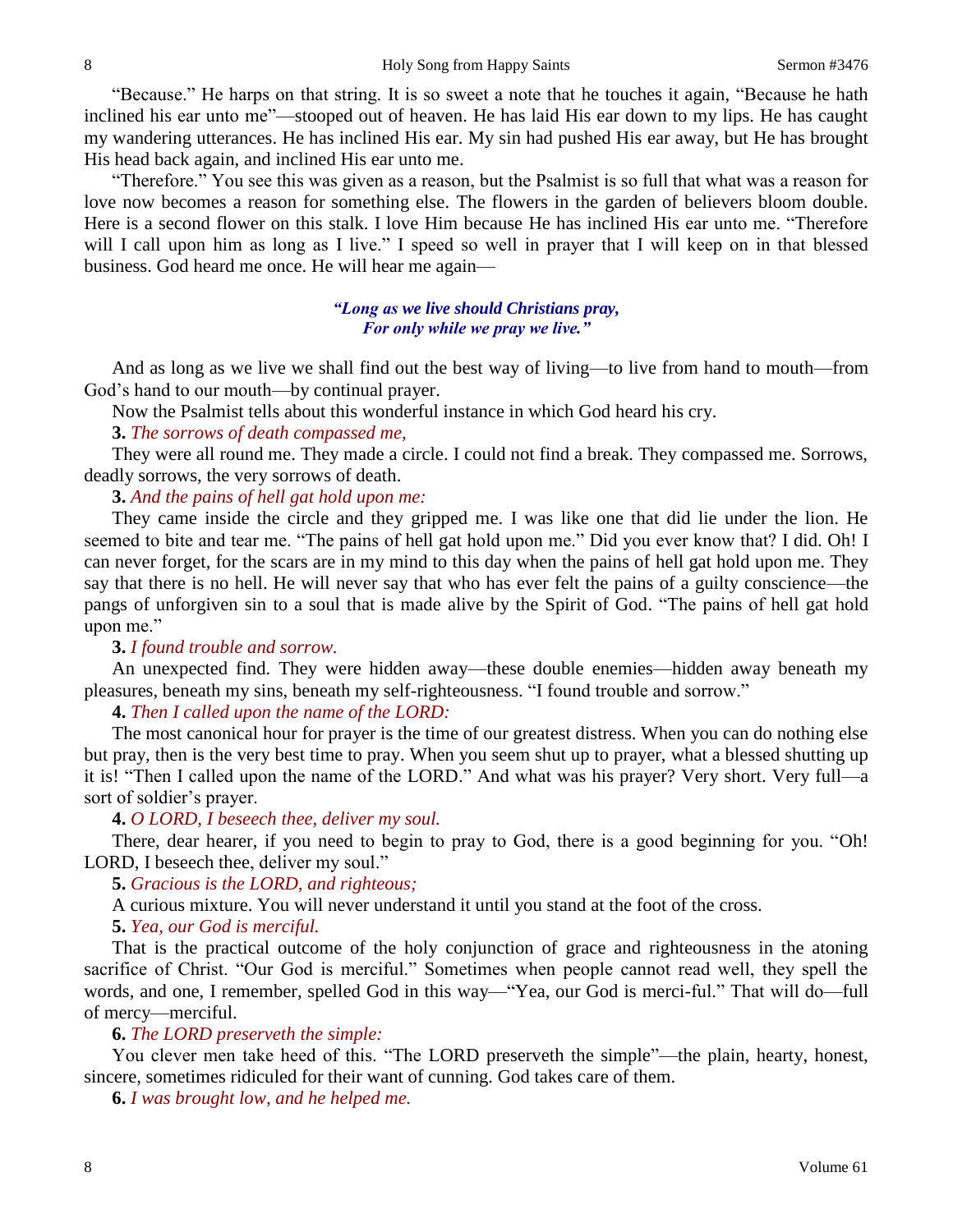"Because." He harps on that string. It is so sweet a note that he touches it again, "Because he hath inclined his ear unto me"—stooped out of heaven. He has laid His ear down to my lips. He has caught my wandering utterances. He has inclined His ear. My sin had pushed His ear away, but He has brought His head back again, and inclined His ear unto me.

"Therefore." You see this was given as a reason, but the Psalmist is so full that what was a reason for love now becomes a reason for something else. The flowers in the garden of believers bloom double. Here is a second flower on this stalk. I love Him because He has inclined His ear unto me. "Therefore will I call upon him as long as I live." I speed so well in prayer that I will keep on in that blessed business. God heard me once. He will hear me again—

> ***"Long as we live should Christians pray,***
> ***For only while we pray we live."***

And as long as we live we shall find out the best way of living—to live from hand to mouth—from God's hand to our mouth—by continual prayer.

Now the Psalmist tells about this wonderful instance in which God heard his cry.

**3.** *The sorrows of death compassed me,*

They were all round me. They made a circle. I could not find a break. They compassed me. Sorrows, deadly sorrows, the very sorrows of death.

**3.** *And the pains of hell gat hold upon me:*

They came inside the circle and they gripped me. I was like one that did lie under the lion. He seemed to bite and tear me. "The pains of hell gat hold upon me." Did you ever know that? I did. Oh! I can never forget, for the scars are in my mind to this day when the pains of hell gat hold upon me. They say that there is no hell. He will never say that who has ever felt the pains of a guilty conscience—the pangs of unforgiven sin to a soul that is made alive by the Spirit of God. "The pains of hell gat hold upon me."

**3.** *I found trouble and sorrow.*

An unexpected find. They were hidden away—these double enemies—hidden away beneath my pleasures, beneath my sins, beneath my self-righteousness. "I found trouble and sorrow."

**4.** *Then I called upon the name of the LORD:*

The most canonical hour for prayer is the time of our greatest distress. When you can do nothing else but pray, then is the very best time to pray. When you seem shut up to prayer, what a blessed shutting up it is! "Then I called upon the name of the LORD." And what was his prayer? Very short. Very full—a sort of soldier's prayer.

**4.** *O LORD, I beseech thee, deliver my soul.*

There, dear hearer, if you need to begin to pray to God, there is a good beginning for you. "Oh! LORD, I beseech thee, deliver my soul."

**5.** *Gracious is the LORD, and righteous;*

A curious mixture. You will never understand it until you stand at the foot of the cross.

**5.** *Yea, our God is merciful.*

That is the practical outcome of the holy conjunction of grace and righteousness in the atoning sacrifice of Christ. "Our God is merciful." Sometimes when people cannot read well, they spell the words, and one, I remember, spelled God in this way—"Yea, our God is merci-ful." That will do—full of mercy—merciful.

**6.** *The LORD preserveth the simple:*

You clever men take heed of this. "The LORD preserveth the simple"—the plain, hearty, honest, sincere, sometimes ridiculed for their want of cunning. God takes care of them.

**6.** *I was brought low, and he helped me.*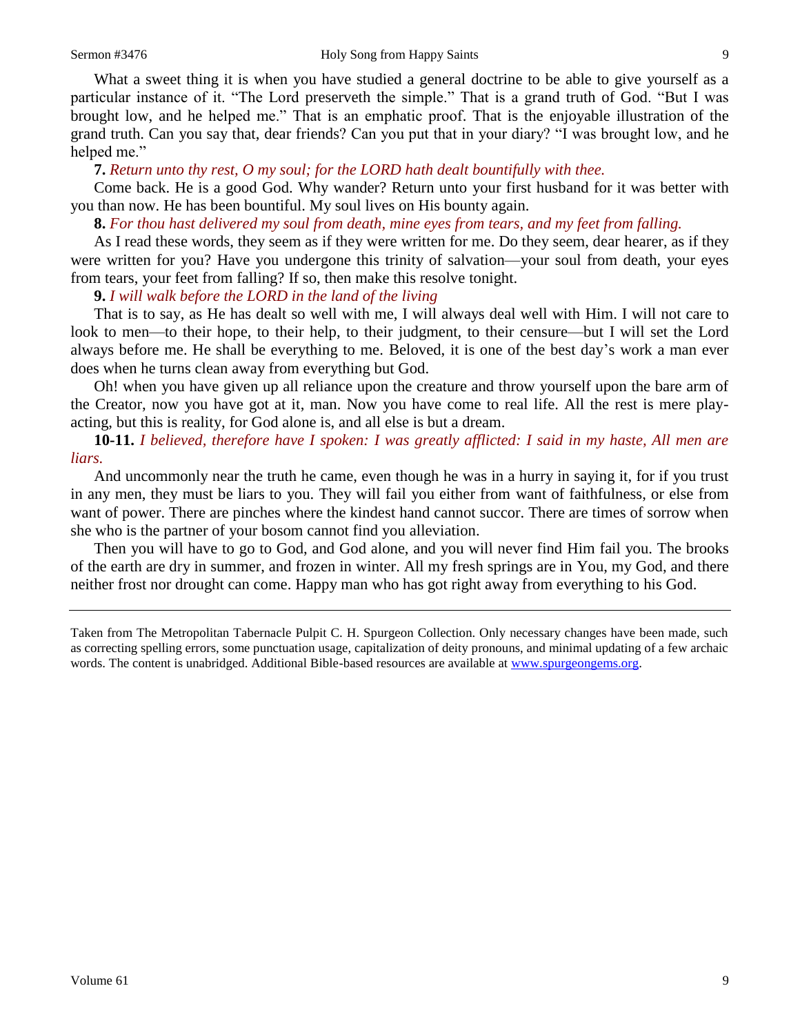What a sweet thing it is when you have studied a general doctrine to be able to give yourself as a particular instance of it. "The Lord preserveth the simple." That is a grand truth of God. "But I was brought low, and he helped me." That is an emphatic proof. That is the enjoyable illustration of the grand truth. Can you say that, dear friends? Can you put that in your diary? "I was brought low, and he helped me."

**7.** *Return unto thy rest, O my soul; for the LORD hath dealt bountifully with thee.*

Come back. He is a good God. Why wander? Return unto your first husband for it was better with you than now. He has been bountiful. My soul lives on His bounty again.

**8.** *For thou hast delivered my soul from death, mine eyes from tears, and my feet from falling.*

As I read these words, they seem as if they were written for me. Do they seem, dear hearer, as if they were written for you? Have you undergone this trinity of salvation—your soul from death, your eyes from tears, your feet from falling? If so, then make this resolve tonight.

**9.** *I will walk before the LORD in the land of the living*

That is to say, as He has dealt so well with me, I will always deal well with Him. I will not care to look to men—to their hope, to their help, to their judgment, to their censure—but I will set the Lord always before me. He shall be everything to me. Beloved, it is one of the best day's work a man ever does when he turns clean away from everything but God.

Oh! when you have given up all reliance upon the creature and throw yourself upon the bare arm of the Creator, now you have got at it, man. Now you have come to real life. All the rest is mere play-acting, but this is reality, for God alone is, and all else is but a dream.

**10-11.** *I believed, therefore have I spoken: I was greatly afflicted: I said in my haste, All men are liars.*

And uncommonly near the truth he came, even though he was in a hurry in saying it, for if you trust in any men, they must be liars to you. They will fail you either from want of faithfulness, or else from want of power. There are pinches where the kindest hand cannot succor. There are times of sorrow when she who is the partner of your bosom cannot find you alleviation.

Then you will have to go to God, and God alone, and you will never find Him fail you. The brooks of the earth are dry in summer, and frozen in winter. All my fresh springs are in You, my God, and there neither frost nor drought can come. Happy man who has got right away from everything to his God.

---

Taken from The Metropolitan Tabernacle Pulpit C. H. Spurgeon Collection. Only necessary changes have been made, such as correcting spelling errors, some punctuation usage, capitalization of deity pronouns, and minimal updating of a few archaic words. The content is unabridged. Additional Bible-based resources are available at www.spurgeongems.org.